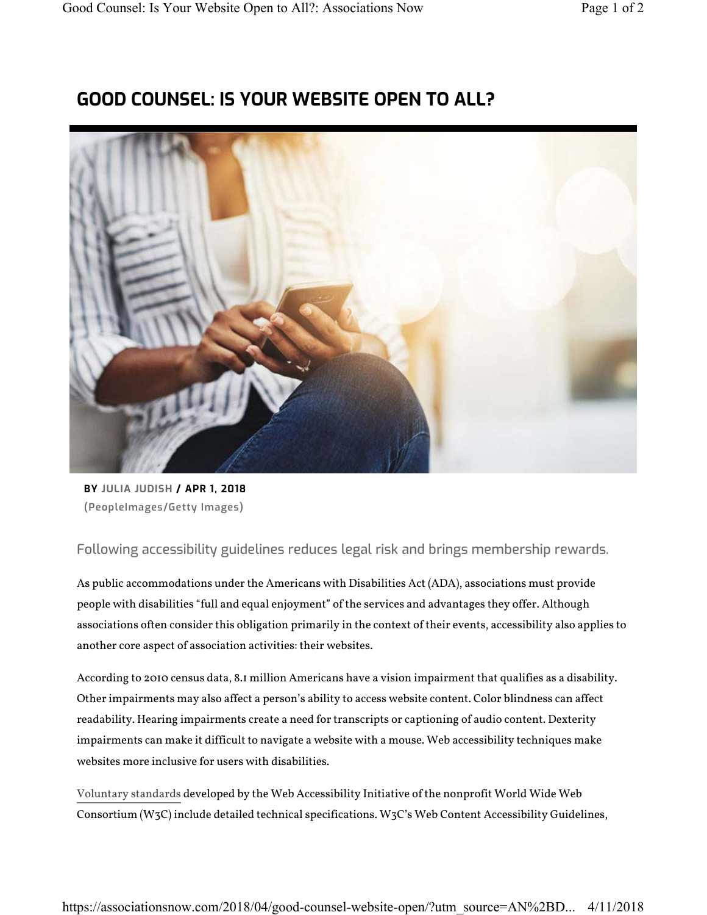# GOOD COUNSEL: IS YOUR WEBSITE OPEN TO ALL?

**BY JULIA JUDISH / APR 1, 2018**

(PeopleImages/Getty Images)

## Following accessibility guidelines reduces legal risk and brings membership rewards.

As public accommodations under the Americans with Disabilities Act (ADA), associations must provide people with disabilities "full and equal enjoyment" of the services and advantages they offer. Although associations often consider this obligation primarily in the context of their events, accessibility also applies to another core aspect of association activities: their websites.

According to 2010 census data, 8.1 million Americans have a vision impairment that qualifies as a disability. Other impairments may also affect a person's ability to access website content. Color blindness can affect readability. Hearing impairments create a need for transcripts or captioning of audio content. Dexterity impairments can make it difficult to navigate a website with a mouse. Web accessibility techniques make websites more inclusive for users with disabilities.

Voluntary standards developed by the Web Accessibility Initiative of the nonprofit World Wide Web Consortium (W3C) include detailed technical specifications. W3C's Web Content Accessibility Guidelines,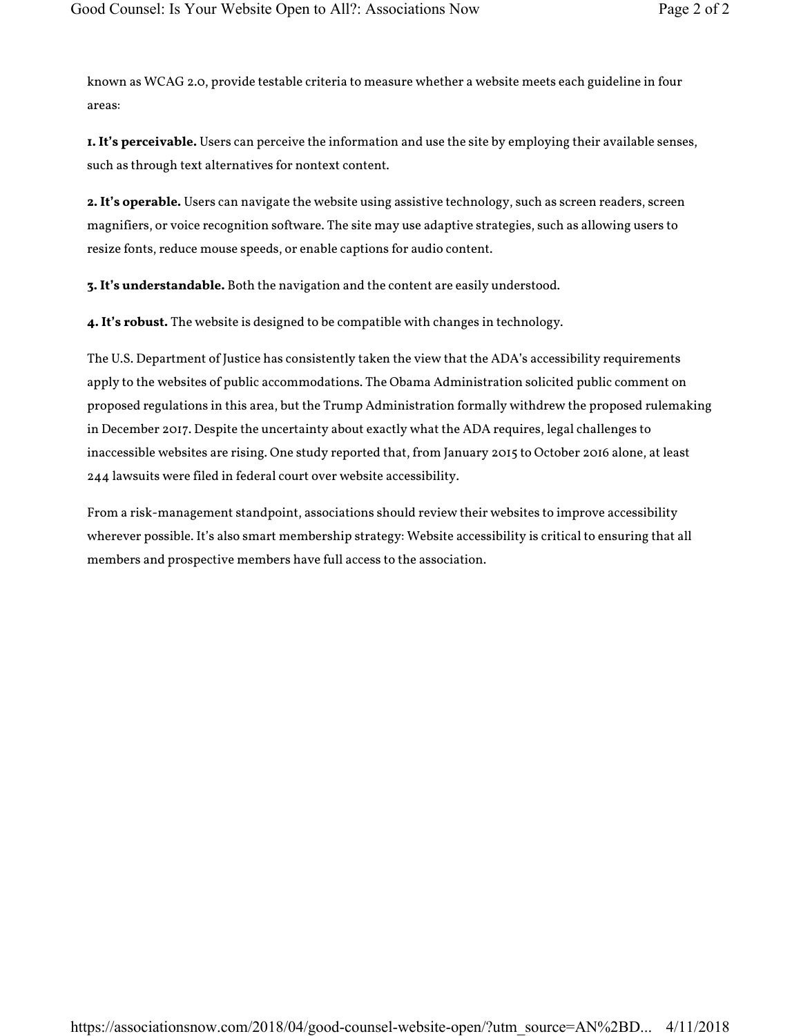known as WCAG 2.0, provide testable criteria to measure whether a website meets each guideline in four areas:

**1. It's perceivable.** Users can perceive the information and use the site by employing their available senses, such as through text alternatives for nontext content.

**2. It's operable.** Users can navigate the website using assistive technology, such as screen readers, screen magnifiers, or voice recognition software. The site may use adaptive strategies, such as allowing users to resize fonts, reduce mouse speeds, or enable captions for audio content.

**3. It's understandable.** Both the navigation and the content are easily understood.

**4. It's robust.** The website is designed to be compatible with changes in technology.

The U.S. Department of Justice has consistently taken the view that the ADA's accessibility requirements apply to the websites of public accommodations. The Obama Administration solicited public comment on proposed regulations in this area, but the Trump Administration formally withdrew the proposed rulemaking in December 2017. Despite the uncertainty about exactly what the ADA requires, legal challenges to inaccessible websites are rising. One study reported that, from January 2015 to October 2016 alone, at least 244 lawsuits were filed in federal court over website accessibility.

From a risk-management standpoint, associations should review their websites to improve accessibility wherever possible. It's also smart membership strategy: Website accessibility is critical to ensuring that all members and prospective members have full access to the association.